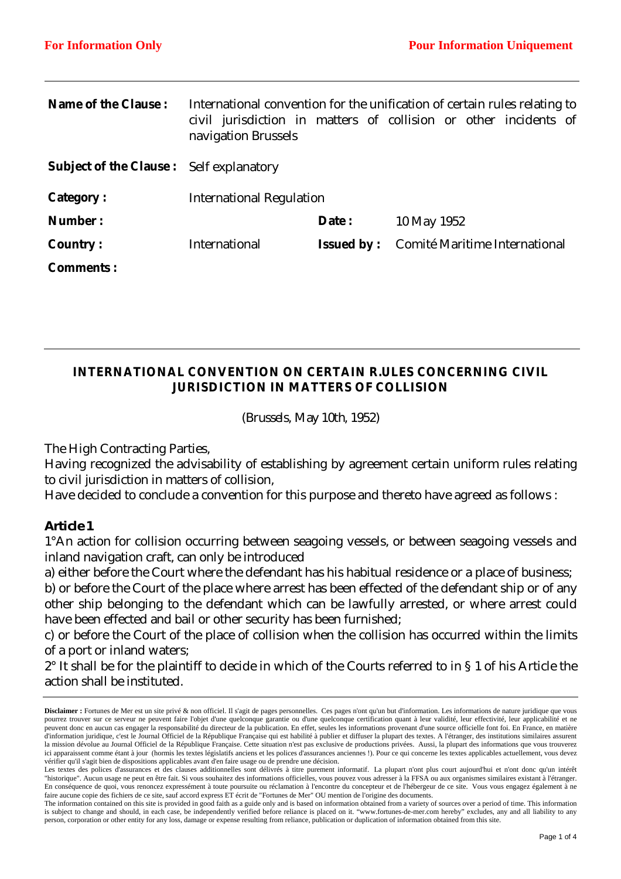**For Information Only** | **Pour Information Uniquement**

| | | | |
|---|---|---|---|
| **Name of the Clause :** | International convention for the unification of certain rules relating to civil jurisdiction in matters of collision or other incidents of navigation Brussels | | |
| **Subject of the Clause :** | Self explanatory | | |
| **Category :** | International Regulation | | |
| **Number :** | | **Date :** | 10 May 1952 |
| **Country :** | International | **Issued by :** | Comité Maritime International |
| **Comments :** | | | |

## INTERNATIONAL CONVENTION ON CERTAIN R.ULES CONCERNING CIVIL JURISDICTION IN MATTERS OF COLLISION

(Brussels, May 10th, 1952)

The High Contracting Parties,
Having recognized the advisability of establishing by agreement certain uniform rules relating to civil jurisdiction in matters of collision,
Have decided to conclude a convention for this purpose and thereto have agreed as follows :

### Article 1

1°An action for collision occurring between seagoing vessels, or between seagoing vessels and inland navigation craft, can only be introduced

a) either before the Court where the defendant has his habitual residence or a place of business;

b) or before the Court of the place where arrest has been effected of the defendant ship or of any other ship belonging to the defendant which can be lawfully arrested, or where arrest could have been effected and bail or other security has been furnished;

c) or before the Court of the place of collision when the collision has occurred within the limits of a port or inland waters;

2° It shall be for the plaintiff to decide in which of the Courts referred to in § 1 of his Article the action shall be instituted.

---

**Disclaimer :** Fortunes de Mer est un site privé & non officiel. Il s'agit de pages personnelles. Ces pages n'ont qu'un but d'information. Les informations de nature juridique que vous pourrez trouver sur ce serveur ne peuvent faire l'objet d'une quelconque garantie ou d'une quelconque certification quant à leur validité, leur effectivité, leur applicabilité et ne peuvent donc en aucun cas engager la responsabilité du directeur de la publication. En effet, seules les informations provenant d'une source officielle font foi. En France, en matière d'information juridique, c'est le Journal Officiel de la République Française qui est habilité à publier et diffuser la plupart des textes. A l'étranger, des institutions similaires assurent la mission dévolue au Journal Officiel de la République Française. Cette situation n'est pas exclusive de productions privées. Aussi, la plupart des informations que vous trouverez ici apparaissent comme étant à jour (hormis les textes législatifs anciens et les polices d'assurances anciennes !). Pour ce qui concerne les textes applicables actuellement, vous devez vérifier qu'il s'agit bien de dispositions applicables avant d'en faire usage ou de prendre une décision.
Les textes des polices d'assurances et des clauses additionnelles sont délivrés à titre purement informatif. La plupart n'ont plus court aujourd'hui et n'ont donc qu'un intérêt "historique". Aucun usage ne peut en être fait. Si vous souhaitez des informations officielles, vous pouvez vous adresser à la FFSA ou aux organismes similaires existant à l'étranger. En conséquence de quoi, vous renoncez expressément à toute poursuite ou réclamation à l'encontre du concepteur et de l'hébergeur de ce site. Vous vous engagez également à ne faire aucune copie des fichiers de ce site, sauf accord express ET écrit de "Fortunes de Mer" OU mention de l'origine des documents.
The information contained on this site is provided in good faith as a guide only and is based on information obtained from a variety of sources over a period of time. This information is subject to change and should, in each case, be independently verified before reliance is placed on it. "www.fortunes-de-mer.com hereby" excludes, any and all liability to any person, corporation or other entity for any loss, damage or expense resulting from reliance, publication or duplication of information obtained from this site.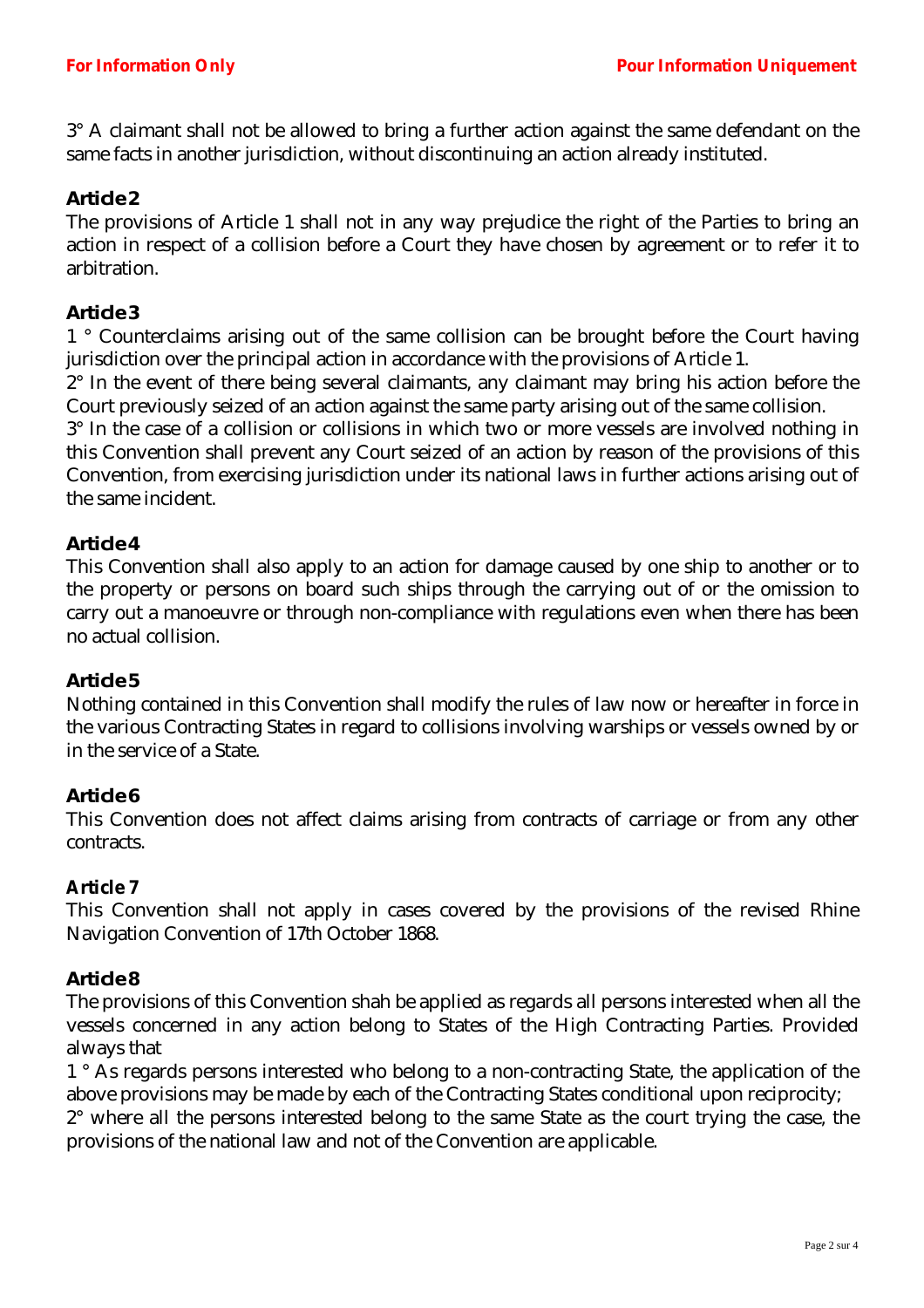3° A claimant shall not be allowed to bring a further action against the same defendant on the same facts in another jurisdiction, without discontinuing an action already instituted.

**Article 2**

The provisions of Article 1 shall not in any way prejudice the right of the Parties to bring an action in respect of a collision before a Court they have chosen by agreement or to refer it to arbitration.

**Article 3**

1 ° Counterclaims arising out of the same collision can be brought before the Court having jurisdiction over the principal action in accordance with the provisions of Article 1.

2° In the event of there being several claimants, any claimant may bring his action before the Court previously seized of an action against the same party arising out of the same collision.

3° In the case of a collision or collisions in which two or more vessels are involved nothing in this Convention shall prevent any Court seized of an action by reason of the provisions of this Convention, from exercising jurisdiction under its national laws in further actions arising out of the same incident.

**Article 4**

This Convention shall also apply to an action for damage caused by one ship to another or to the property or persons on board such ships through the carrying out of or the omission to carry out a manoeuvre or through non-compliance with regulations even when there has been no actual collision.

**Article 5**

Nothing contained in this Convention shall modify the rules of law now or hereafter in force in the various Contracting States in regard to collisions involving warships or vessels owned by or in the service of a State.

**Article 6**

This Convention does not affect claims arising from contracts of carriage or from any other contracts.

**Article 7**

This Convention shall not apply in cases covered by the provisions of the revised Rhine Navigation Convention of 17th October 1868.

**Article 8**

The provisions of this Convention shah be applied as regards all persons interested when all the vessels concerned in any action belong to States of the High Contracting Parties. Provided always that

1 ° As regards persons interested who belong to a non-contracting State, the application of the above provisions may be made by each of the Contracting States conditional upon reciprocity;

2° where all the persons interested belong to the same State as the court trying the case, the provisions of the national law and not of the Convention are applicable.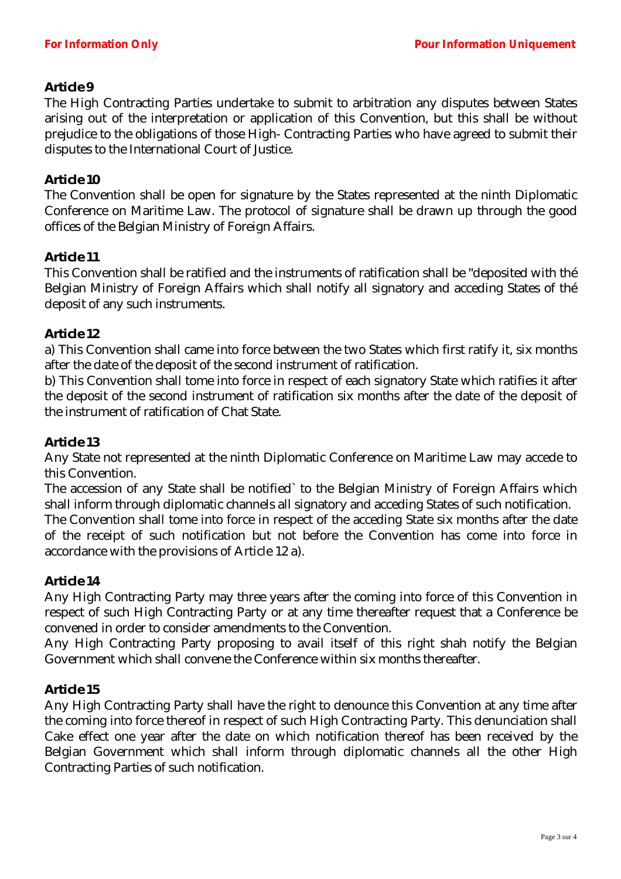## Article 9

The High Contracting Parties undertake to submit to arbitration any disputes between States arising out of the interpretation or application of this Convention, but this shall be without prejudice to the obligations of those High- Contracting Parties who have agreed to submit their disputes to the International Court of Justice.

## Article 10

The Convention shall be open for signature by the States represented at the ninth Diplomatic Conference on Maritime Law. The protocol of signature shall be drawn up through the good offices of the Belgian Ministry of Foreign Affairs.

## Article 11

This Convention shall be ratified and the instruments of ratification shall be "deposited with thé Belgian Ministry of Foreign Affairs which shall notify all signatory and acceding States of thé deposit of any such instruments.

## Article 12

a) This Convention shall came into force between the two States which first ratify it, six months after the date of the deposit of the second instrument of ratification.

b) This Convention shall tome into force in respect of each signatory State which ratifies it after the deposit of the second instrument of ratification six months after the date of the deposit of the instrument of ratification of Chat State.

## Article 13

Any State not represented at the ninth Diplomatic Conference on Maritime Law may accede to this Convention.

The accession of any State shall be notified` to the Belgian Ministry of Foreign Affairs which shall inform through diplomatic channels all signatory and acceding States of such notification.

The Convention shall tome into force in respect of the acceding State six months after the date of the receipt of such notification but not before the Convention has come into force in accordance with the provisions of Article 12 a).

## Article 14

Any High Contracting Party may three years after the coming into force of this Convention in respect of such High Contracting Party or at any time thereafter request that a Conference be convened in order to consider amendments to the Convention.

Any High Contracting Party proposing to avail itself of this right shah notify the Belgian Government which shall convene the Conference within six months thereafter.

## Article 15

Any High Contracting Party shall have the right to denounce this Convention at any time after the coming into force thereof in respect of such High Contracting Party. This denunciation shall Cake effect one year after the date on which notification thereof has been received by the Belgian Government which shall inform through diplomatic channels all the other High Contracting Parties of such notification.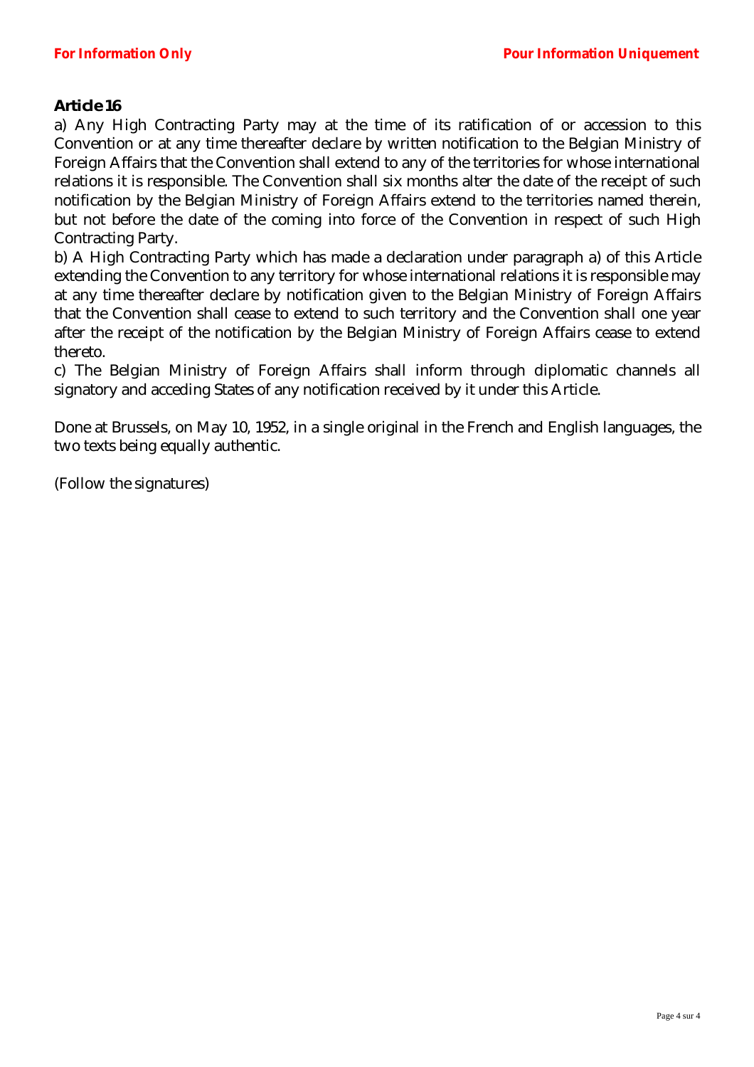**Article 16**

a) Any High Contracting Party may at the time of its ratification of or accession to this Convention or at any time thereafter declare by written notification to the Belgian Ministry of Foreign Affairs that the Convention shall extend to any of the territories for whose international relations it is responsible. The Convention shall six months alter the date of the receipt of such notification by the Belgian Ministry of Foreign Affairs extend to the territories named therein, but not before the date of the coming into force of the Convention in respect of such High Contracting Party.

b) A High Contracting Party which has made a declaration under paragraph a) of this Article extending the Convention to any territory for whose international relations it is responsible may at any time thereafter declare by notification given to the Belgian Ministry of Foreign Affairs that the Convention shall cease to extend to such territory and the Convention shall one year after the receipt of the notification by the Belgian Ministry of Foreign Affairs cease to extend thereto.

c) The Belgian Ministry of Foreign Affairs shall inform through diplomatic channels all signatory and acceding States of any notification received by it under this Article.

Done at Brussels, on May 10, 1952, in a single original in the French and English languages, the two texts being equally authentic.

(Follow the signatures)